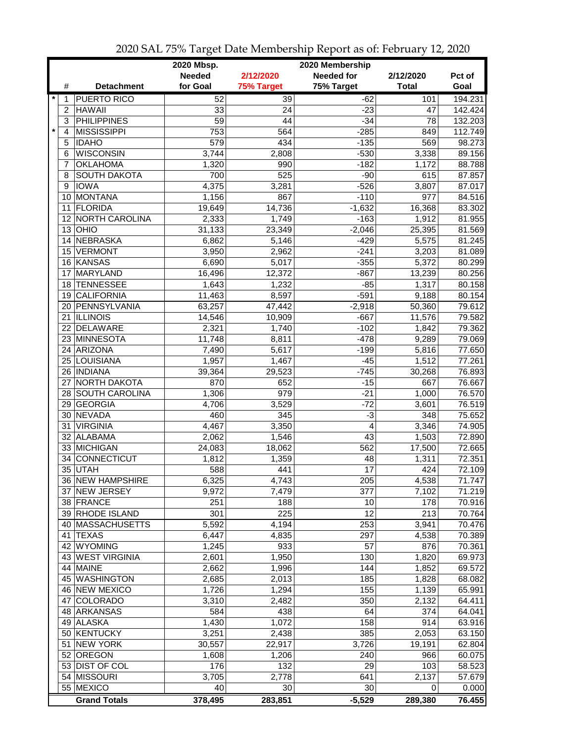# 2020 SAL 75% Target Date Membership Report as of: February 12, 2020

| | # | Detachment | 2020 Mbsp. Needed for Goal | 2/12/2020 75% Target | 2020 Membership Needed for 75% Target | 2/12/2020 Total | Pct of Goal |
|---|---|---|---|---|---|---|---|
| * | 1 | PUERTO RICO | 52 | 39 | -62 | 101 | 194.231 |
| | 2 | HAWAII | 33 | 24 | -23 | 47 | 142.424 |
| | 3 | PHILIPPINES | 59 | 44 | -34 | 78 | 132.203 |
| * | 4 | MISSISSIPPI | 753 | 564 | -285 | 849 | 112.749 |
| | 5 | IDAHO | 579 | 434 | -135 | 569 | 98.273 |
| | 6 | WISCONSIN | 3,744 | 2,808 | -530 | 3,338 | 89.156 |
| | 7 | OKLAHOMA | 1,320 | 990 | -182 | 1,172 | 88.788 |
| | 8 | SOUTH DAKOTA | 700 | 525 | -90 | 615 | 87.857 |
| | 9 | IOWA | 4,375 | 3,281 | -526 | 3,807 | 87.017 |
| | 10 | MONTANA | 1,156 | 867 | -110 | 977 | 84.516 |
| | 11 | FLORIDA | 19,649 | 14,736 | -1,632 | 16,368 | 83.302 |
| | 12 | NORTH CAROLINA | 2,333 | 1,749 | -163 | 1,912 | 81.955 |
| | 13 | OHIO | 31,133 | 23,349 | -2,046 | 25,395 | 81.569 |
| | 14 | NEBRASKA | 6,862 | 5,146 | -429 | 5,575 | 81.245 |
| | 15 | VERMONT | 3,950 | 2,962 | -241 | 3,203 | 81.089 |
| | 16 | KANSAS | 6,690 | 5,017 | -355 | 5,372 | 80.299 |
| | 17 | MARYLAND | 16,496 | 12,372 | -867 | 13,239 | 80.256 |
| | 18 | TENNESSEE | 1,643 | 1,232 | -85 | 1,317 | 80.158 |
| | 19 | CALIFORNIA | 11,463 | 8,597 | -591 | 9,188 | 80.154 |
| | 20 | PENNSYLVANIA | 63,257 | 47,442 | -2,918 | 50,360 | 79.612 |
| | 21 | ILLINOIS | 14,546 | 10,909 | -667 | 11,576 | 79.582 |
| | 22 | DELAWARE | 2,321 | 1,740 | -102 | 1,842 | 79.362 |
| | 23 | MINNESOTA | 11,748 | 8,811 | -478 | 9,289 | 79.069 |
| | 24 | ARIZONA | 7,490 | 5,617 | -199 | 5,816 | 77.650 |
| | 25 | LOUISIANA | 1,957 | 1,467 | -45 | 1,512 | 77.261 |
| | 26 | INDIANA | 39,364 | 29,523 | -745 | 30,268 | 76.893 |
| | 27 | NORTH DAKOTA | 870 | 652 | -15 | 667 | 76.667 |
| | 28 | SOUTH CAROLINA | 1,306 | 979 | -21 | 1,000 | 76.570 |
| | 29 | GEORGIA | 4,706 | 3,529 | -72 | 3,601 | 76.519 |
| | 30 | NEVADA | 460 | 345 | -3 | 348 | 75.652 |
| | 31 | VIRGINIA | 4,467 | 3,350 | 4 | 3,346 | 74.905 |
| | 32 | ALABAMA | 2,062 | 1,546 | 43 | 1,503 | 72.890 |
| | 33 | MICHIGAN | 24,083 | 18,062 | 562 | 17,500 | 72.665 |
| | 34 | CONNECTICUT | 1,812 | 1,359 | 48 | 1,311 | 72.351 |
| | 35 | UTAH | 588 | 441 | 17 | 424 | 72.109 |
| | 36 | NEW HAMPSHIRE | 6,325 | 4,743 | 205 | 4,538 | 71.747 |
| | 37 | NEW JERSEY | 9,972 | 7,479 | 377 | 7,102 | 71.219 |
| | 38 | FRANCE | 251 | 188 | 10 | 178 | 70.916 |
| | 39 | RHODE ISLAND | 301 | 225 | 12 | 213 | 70.764 |
| | 40 | MASSACHUSETTS | 5,592 | 4,194 | 253 | 3,941 | 70.476 |
| | 41 | TEXAS | 6,447 | 4,835 | 297 | 4,538 | 70.389 |
| | 42 | WYOMING | 1,245 | 933 | 57 | 876 | 70.361 |
| | 43 | WEST VIRGINIA | 2,601 | 1,950 | 130 | 1,820 | 69.973 |
| | 44 | MAINE | 2,662 | 1,996 | 144 | 1,852 | 69.572 |
| | 45 | WASHINGTON | 2,685 | 2,013 | 185 | 1,828 | 68.082 |
| | 46 | NEW MEXICO | 1,726 | 1,294 | 155 | 1,139 | 65.991 |
| | 47 | COLORADO | 3,310 | 2,482 | 350 | 2,132 | 64.411 |
| | 48 | ARKANSAS | 584 | 438 | 64 | 374 | 64.041 |
| | 49 | ALASKA | 1,430 | 1,072 | 158 | 914 | 63.916 |
| | 50 | KENTUCKY | 3,251 | 2,438 | 385 | 2,053 | 63.150 |
| | 51 | NEW YORK | 30,557 | 22,917 | 3,726 | 19,191 | 62.804 |
| | 52 | OREGON | 1,608 | 1,206 | 240 | 966 | 60.075 |
| | 53 | DIST OF COL | 176 | 132 | 29 | 103 | 58.523 |
| | 54 | MISSOURI | 3,705 | 2,778 | 641 | 2,137 | 57.679 |
| | 55 | MEXICO | 40 | 30 | 30 | 0 | 0.000 |
| | | **Grand Totals** | **378,495** | **283,851** | **-5,529** | **289,380** | **76.455** |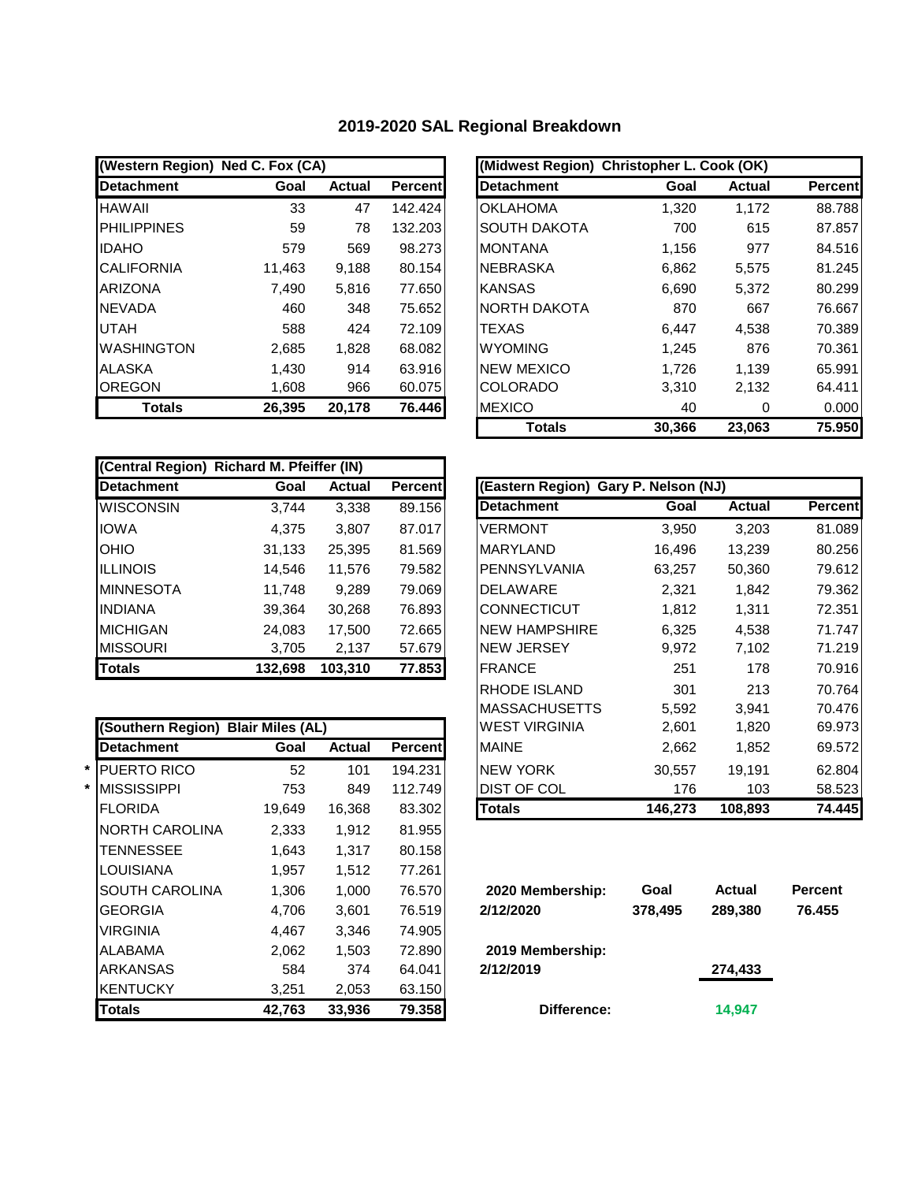# 2019-2020 SAL Regional Breakdown

| (Western Region) Ned C. Fox (CA) | | | |
|---|---|---|---|
| **Detachment** | **Goal** | **Actual** | **Percent** |
| HAWAII | 33 | 47 | 142.424 |
| PHILIPPINES | 59 | 78 | 132.203 |
| IDAHO | 579 | 569 | 98.273 |
| CALIFORNIA | 11,463 | 9,188 | 80.154 |
| ARIZONA | 7,490 | 5,816 | 77.650 |
| NEVADA | 460 | 348 | 75.652 |
| UTAH | 588 | 424 | 72.109 |
| WASHINGTON | 2,685 | 1,828 | 68.082 |
| ALASKA | 1,430 | 914 | 63.916 |
| OREGON | 1,608 | 966 | 60.075 |
| **Totals** | **26,395** | **20,178** | **76.446** |

| (Midwest Region) Christopher L. Cook (OK) | | | |
|---|---|---|---|
| **Detachment** | **Goal** | **Actual** | **Percent** |
| OKLAHOMA | 1,320 | 1,172 | 88.788 |
| SOUTH DAKOTA | 700 | 615 | 87.857 |
| MONTANA | 1,156 | 977 | 84.516 |
| NEBRASKA | 6,862 | 5,575 | 81.245 |
| KANSAS | 6,690 | 5,372 | 80.299 |
| NORTH DAKOTA | 870 | 667 | 76.667 |
| TEXAS | 6,447 | 4,538 | 70.389 |
| WYOMING | 1,245 | 876 | 70.361 |
| NEW MEXICO | 1,726 | 1,139 | 65.991 |
| COLORADO | 3,310 | 2,132 | 64.411 |
| MEXICO | 40 | 0 | 0.000 |
| **Totals** | **30,366** | **23,063** | **75.950** |

| (Central Region) Richard M. Pfeiffer (IN) | | | |
|---|---|---|---|
| **Detachment** | **Goal** | **Actual** | **Percent** |
| WISCONSIN | 3,744 | 3,338 | 89.156 |
| IOWA | 4,375 | 3,807 | 87.017 |
| OHIO | 31,133 | 25,395 | 81.569 |
| ILLINOIS | 14,546 | 11,576 | 79.582 |
| MINNESOTA | 11,748 | 9,289 | 79.069 |
| INDIANA | 39,364 | 30,268 | 76.893 |
| MICHIGAN | 24,083 | 17,500 | 72.665 |
| MISSOURI | 3,705 | 2,137 | 57.679 |
| **Totals** | **132,698** | **103,310** | **77.853** |

| (Eastern Region) Gary P. Nelson (NJ) | | | |
|---|---|---|---|
| **Detachment** | **Goal** | **Actual** | **Percent** |
| VERMONT | 3,950 | 3,203 | 81.089 |
| MARYLAND | 16,496 | 13,239 | 80.256 |
| PENNSYLVANIA | 63,257 | 50,360 | 79.612 |
| DELAWARE | 2,321 | 1,842 | 79.362 |
| CONNECTICUT | 1,812 | 1,311 | 72.351 |
| NEW HAMPSHIRE | 6,325 | 4,538 | 71.747 |
| NEW JERSEY | 9,972 | 7,102 | 71.219 |
| FRANCE | 251 | 178 | 70.916 |
| RHODE ISLAND | 301 | 213 | 70.764 |
| MASSACHUSETTS | 5,592 | 3,941 | 70.476 |
| WEST VIRGINIA | 2,601 | 1,820 | 69.973 |
| MAINE | 2,662 | 1,852 | 69.572 |
| NEW YORK | 30,557 | 19,191 | 62.804 |
| DIST OF COL | 176 | 103 | 58.523 |
| **Totals** | **146,273** | **108,893** | **74.445** |

| (Southern Region) Blair Miles (AL) | | | |
|---|---|---|---|
| **Detachment** | **Goal** | **Actual** | **Percent** |
| * PUERTO RICO | 52 | 101 | 194.231 |
| * MISSISSIPPI | 753 | 849 | 112.749 |
| FLORIDA | 19,649 | 16,368 | 83.302 |
| NORTH CAROLINA | 2,333 | 1,912 | 81.955 |
| TENNESSEE | 1,643 | 1,317 | 80.158 |
| LOUISIANA | 1,957 | 1,512 | 77.261 |
| SOUTH CAROLINA | 1,306 | 1,000 | 76.570 |
| GEORGIA | 4,706 | 3,601 | 76.519 |
| VIRGINIA | 4,467 | 3,346 | 74.905 |
| ALABAMA | 2,062 | 1,503 | 72.890 |
| ARKANSAS | 584 | 374 | 64.041 |
| KENTUCKY | 3,251 | 2,053 | 63.150 |
| **Totals** | **42,763** | **33,936** | **79.358** |

| **2020 Membership:** | **Goal** | **Actual** | **Percent** |
|---|---|---|---|
| **2/12/2020** | **378,495** | **289,380** | **76.455** |
| **2019 Membership:** | | | |
| **2/12/2019** | | **274,433** | |
| **Difference:** | | **14,947** | |